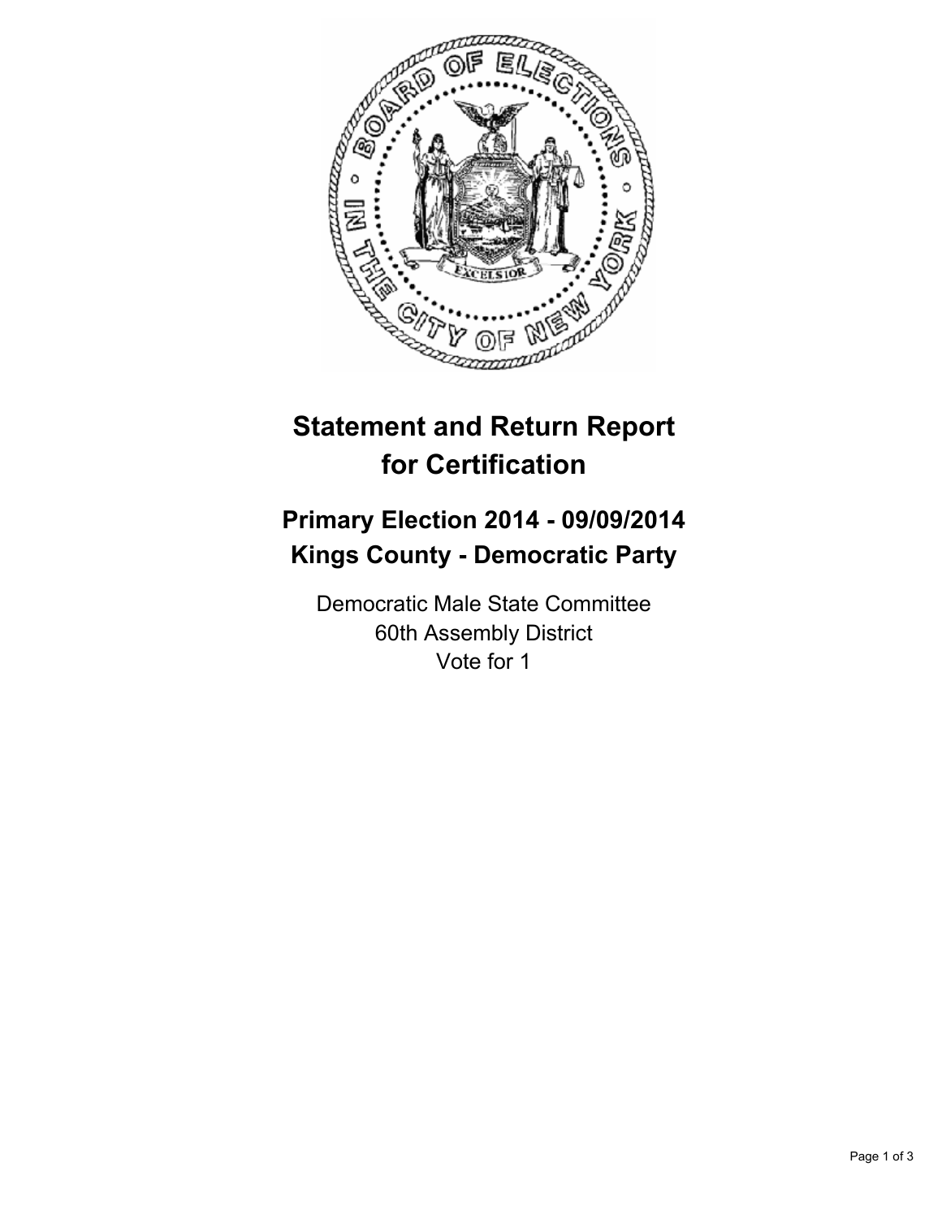# Statement and Return Report for Certification

## Primary Election 2014 - 09/09/2014
## Kings County - Democratic Party

Democratic Male State Committee
60th Assembly District
Vote for 1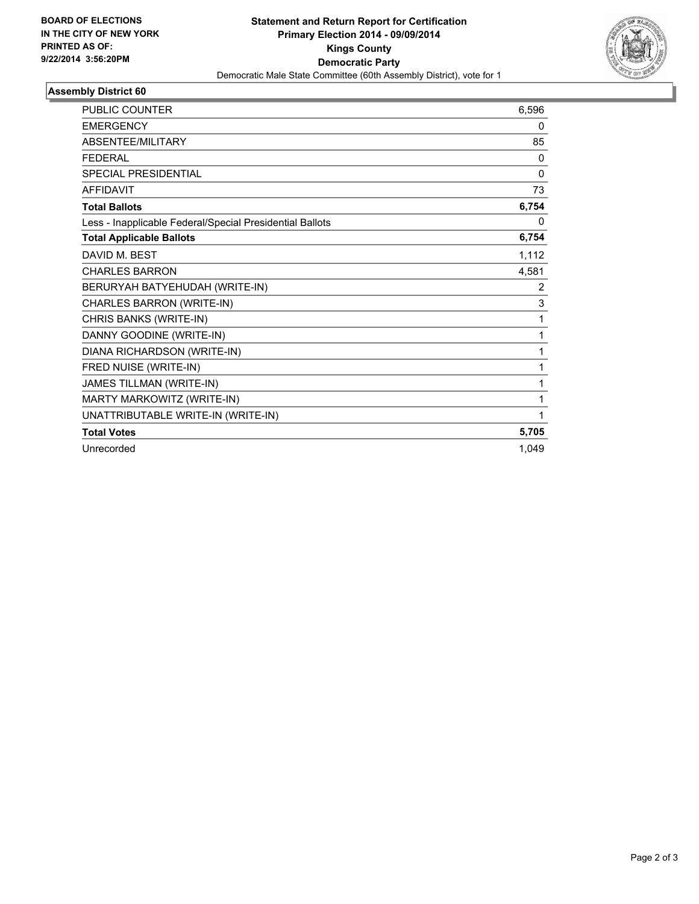**BOARD OF ELECTIONS IN THE CITY OF NEW YORK**
**PRINTED AS OF: 9/22/2014 3:56:20PM**

**Statement and Return Report for Certification**
**Primary Election 2014 - 09/09/2014**
**Kings County**
**Democratic Party**
Democratic Male State Committee (60th Assembly District), vote for 1

## Assembly District 60

| | |
|---|---|
| PUBLIC COUNTER | 6,596 |
| EMERGENCY | 0 |
| ABSENTEE/MILITARY | 85 |
| FEDERAL | 0 |
| SPECIAL PRESIDENTIAL | 0 |
| AFFIDAVIT | 73 |
| **Total Ballots** | **6,754** |
| Less - Inapplicable Federal/Special Presidential Ballots | 0 |
| **Total Applicable Ballots** | **6,754** |
| DAVID M. BEST | 1,112 |
| CHARLES BARRON | 4,581 |
| BERURYAH BATYEHUDAH (WRITE-IN) | 2 |
| CHARLES BARRON (WRITE-IN) | 3 |
| CHRIS BANKS (WRITE-IN) | 1 |
| DANNY GOODINE (WRITE-IN) | 1 |
| DIANA RICHARDSON (WRITE-IN) | 1 |
| FRED NUISE (WRITE-IN) | 1 |
| JAMES TILLMAN (WRITE-IN) | 1 |
| MARTY MARKOWITZ (WRITE-IN) | 1 |
| UNATTRIBUTABLE WRITE-IN (WRITE-IN) | 1 |
| **Total Votes** | **5,705** |
| Unrecorded | 1,049 |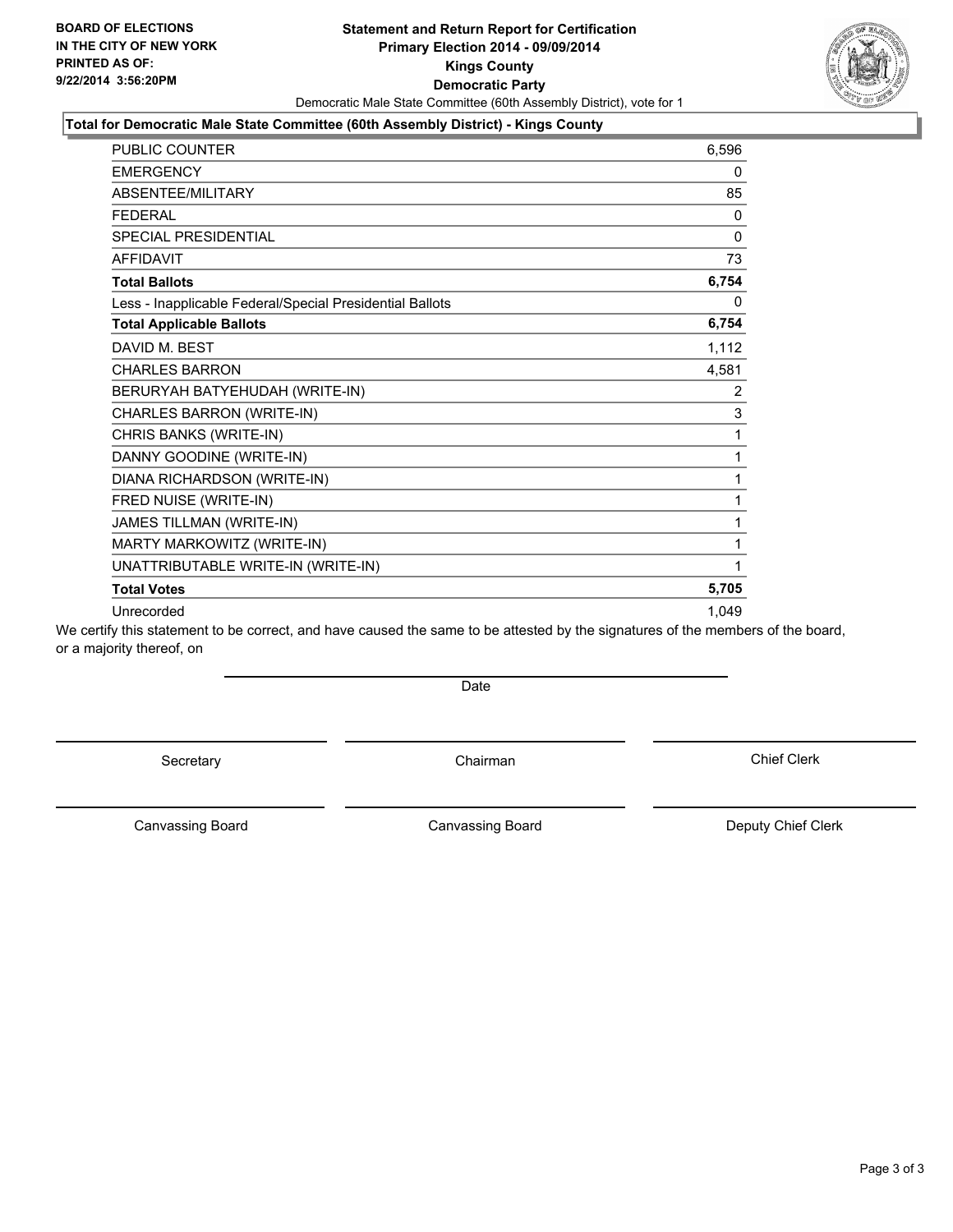**BOARD OF ELECTIONS**
**IN THE CITY OF NEW YORK**
**PRINTED AS OF:**
**9/22/2014 3:56:20PM**

# Statement and Return Report for Certification
## Primary Election 2014 - 09/09/2014
## Kings County
## Democratic Party

Democratic Male State Committee (60th Assembly District), vote for 1

### Total for Democratic Male State Committee (60th Assembly District) - Kings County

| | |
|---|---|
| PUBLIC COUNTER | 6,596 |
| EMERGENCY | 0 |
| ABSENTEE/MILITARY | 85 |
| FEDERAL | 0 |
| SPECIAL PRESIDENTIAL | 0 |
| AFFIDAVIT | 73 |
| **Total Ballots** | **6,754** |
| Less - Inapplicable Federal/Special Presidential Ballots | 0 |
| **Total Applicable Ballots** | **6,754** |
| DAVID M. BEST | 1,112 |
| CHARLES BARRON | 4,581 |
| BERURYAH BATYEHUDAH (WRITE-IN) | 2 |
| CHARLES BARRON (WRITE-IN) | 3 |
| CHRIS BANKS (WRITE-IN) | 1 |
| DANNY GOODINE (WRITE-IN) | 1 |
| DIANA RICHARDSON (WRITE-IN) | 1 |
| FRED NUISE (WRITE-IN) | 1 |
| JAMES TILLMAN (WRITE-IN) | 1 |
| MARTY MARKOWITZ (WRITE-IN) | 1 |
| UNATTRIBUTABLE WRITE-IN (WRITE-IN) | 1 |
| **Total Votes** | **5,705** |
| Unrecorded | 1,049 |

We certify this statement to be correct, and have caused the same to be attested by the signatures of the members of the board, or a majority thereof, on

Date

Secretary

Chairman

Chief Clerk

Canvassing Board

Canvassing Board

Deputy Chief Clerk